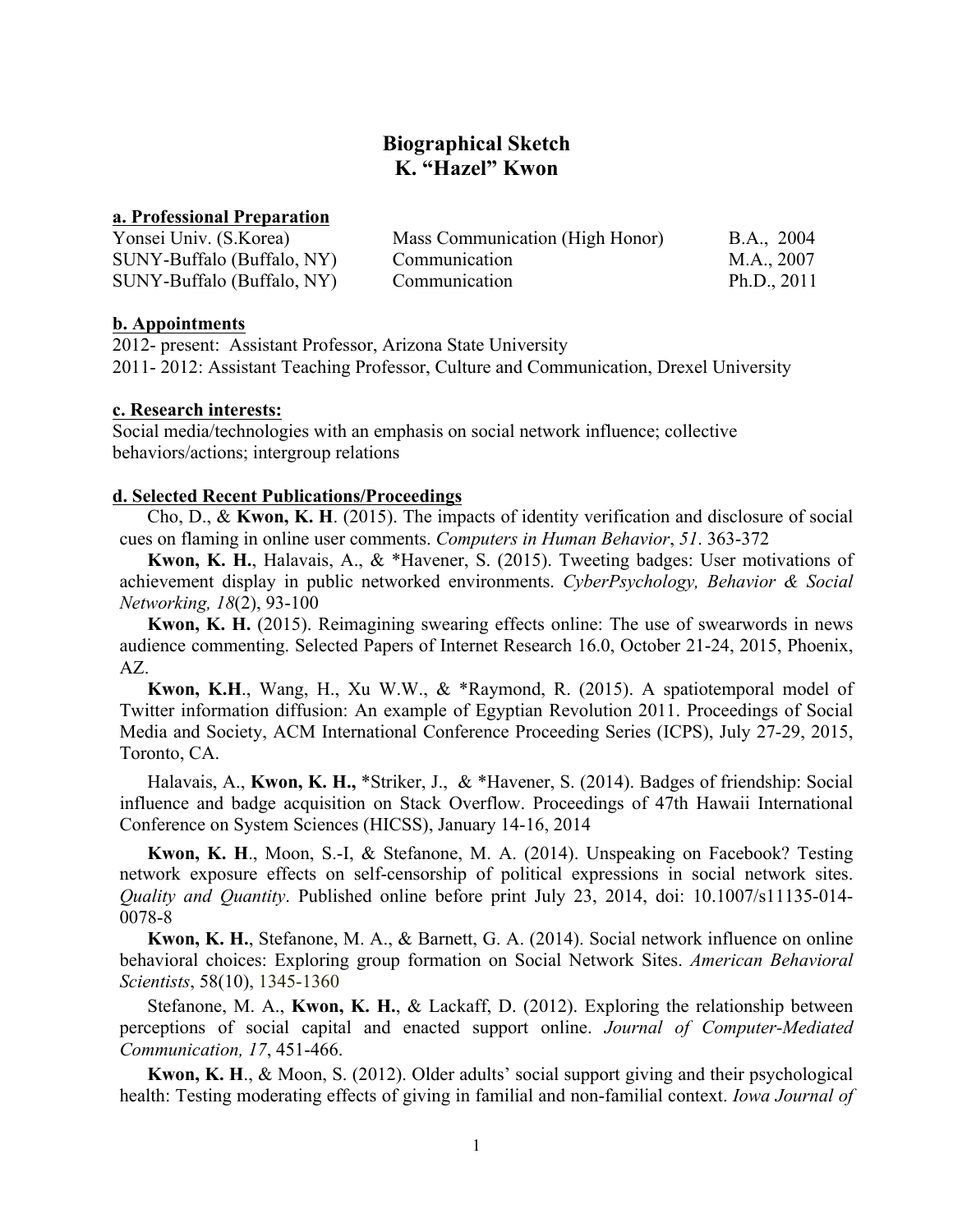# Biographical Sketch
# K. "Hazel" Kwon

**a. Professional Preparation**

| | | |
|---|---|---|
| Yonsei Univ. (S.Korea) | Mass Communication (High Honor) | B.A., 2004 |
| SUNY-Buffalo (Buffalo, NY) | Communication | M.A., 2007 |
| SUNY-Buffalo (Buffalo, NY) | Communication | Ph.D., 2011 |

**b. Appointments**

2012- present: Assistant Professor, Arizona State University
2011- 2012: Assistant Teaching Professor, Culture and Communication, Drexel University

**c. Research interests:**

Social media/technologies with an emphasis on social network influence; collective behaviors/actions; intergroup relations

**d. Selected Recent Publications/Proceedings**

Cho, D., & **Kwon, K. H**. (2015). The impacts of identity verification and disclosure of social cues on flaming in online user comments. *Computers in Human Behavior*, *51*. 363-372

**Kwon, K. H.**, Halavais, A., & *Havener, S. (2015). Tweeting badges: User motivations of achievement display in public networked environments. *CyberPsychology, Behavior & Social Networking, 18*(2), 93-100

**Kwon, K. H.** (2015). Reimagining swearing effects online: The use of swearwords in news audience commenting. Selected Papers of Internet Research 16.0, October 21-24, 2015, Phoenix, AZ.

**Kwon, K.H**., Wang, H., Xu W.W., & *Raymond, R. (2015). A spatiotemporal model of Twitter information diffusion: An example of Egyptian Revolution 2011. Proceedings of Social Media and Society, ACM International Conference Proceeding Series (ICPS), July 27-29, 2015, Toronto, CA.

Halavais, A., **Kwon, K. H.,** *Striker, J., & *Havener, S. (2014). Badges of friendship: Social influence and badge acquisition on Stack Overflow. Proceedings of 47th Hawaii International Conference on System Sciences (HICSS), January 14-16, 2014

**Kwon, K. H**., Moon, S.-I, & Stefanone, M. A. (2014). Unspeaking on Facebook? Testing network exposure effects on self-censorship of political expressions in social network sites. *Quality and Quantity*. Published online before print July 23, 2014, doi: 10.1007/s11135-014-0078-8

**Kwon, K. H.**, Stefanone, M. A., & Barnett, G. A. (2014). Social network influence on online behavioral choices: Exploring group formation on Social Network Sites. *American Behavioral Scientists*, 58(10), 1345-1360

Stefanone, M. A., **Kwon, K. H.**, & Lackaff, D. (2012). Exploring the relationship between perceptions of social capital and enacted support online. *Journal of Computer-Mediated Communication, 17*, 451-466.

**Kwon, K. H**., & Moon, S. (2012). Older adults' social support giving and their psychological health: Testing moderating effects of giving in familial and non-familial context. *Iowa Journal of*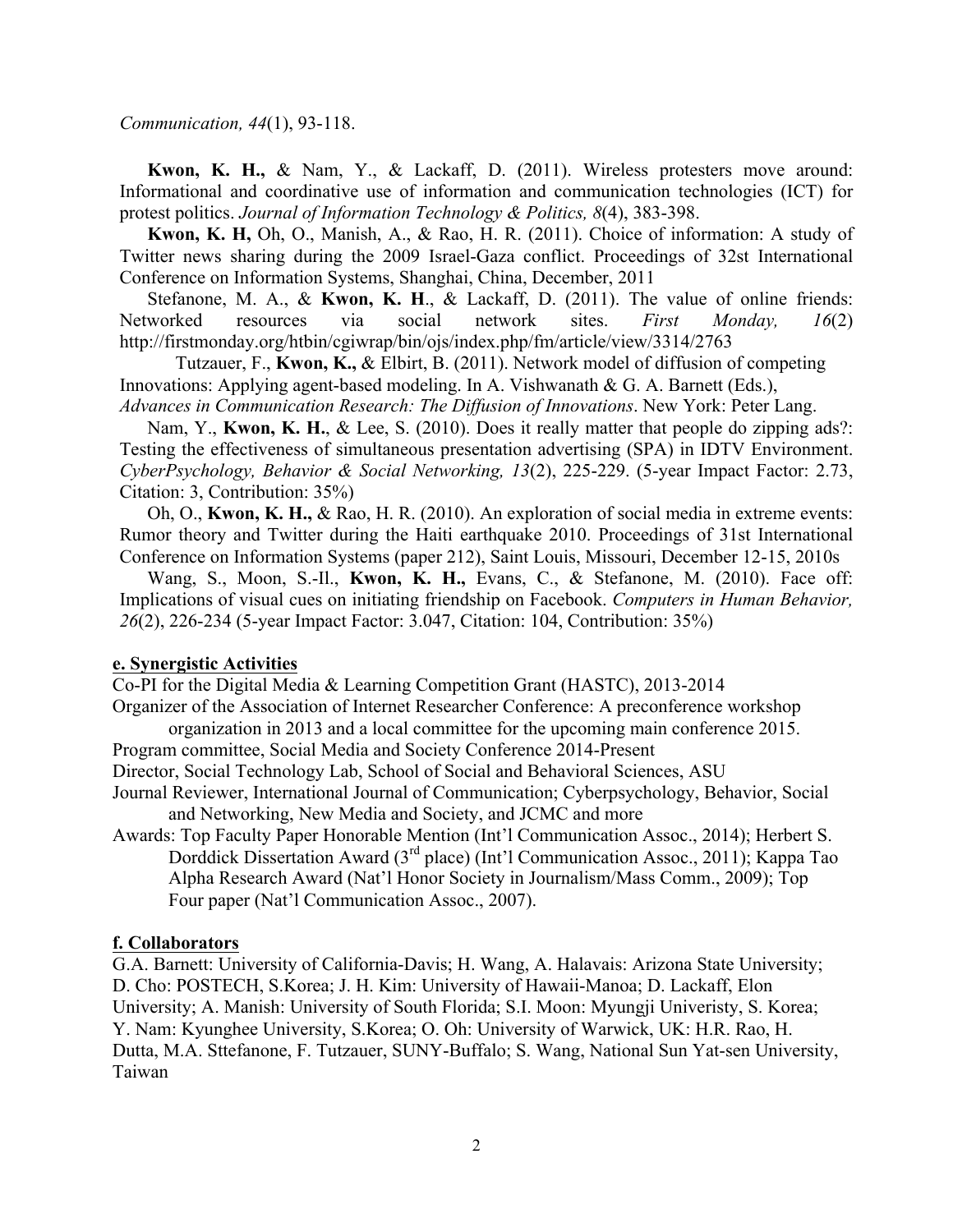*Communication, 44*(1), 93-118.

**Kwon, K. H.,** & Nam, Y., & Lackaff, D. (2011). Wireless protesters move around: Informational and coordinative use of information and communication technologies (ICT) for protest politics. *Journal of Information Technology & Politics, 8*(4), 383-398.

**Kwon, K. H,** Oh, O., Manish, A., & Rao, H. R. (2011). Choice of information: A study of Twitter news sharing during the 2009 Israel-Gaza conflict. Proceedings of 32st International Conference on Information Systems, Shanghai, China, December, 2011

Stefanone, M. A., & **Kwon, K. H**., & Lackaff, D. (2011). The value of online friends: Networked resources via social network sites. *First Monday, 16*(2) http://firstmonday.org/htbin/cgiwrap/bin/ojs/index.php/fm/article/view/3314/2763

Tutzauer, F., **Kwon, K.,** & Elbirt, B. (2011). Network model of diffusion of competing Innovations: Applying agent-based modeling. In A. Vishwanath & G. A. Barnett (Eds.), *Advances in Communication Research: The Diffusion of Innovations*. New York: Peter Lang.

Nam, Y., **Kwon, K. H.**, & Lee, S. (2010). Does it really matter that people do zipping ads?: Testing the effectiveness of simultaneous presentation advertising (SPA) in IDTV Environment. *CyberPsychology, Behavior & Social Networking, 13*(2), 225-229. (5-year Impact Factor: 2.73, Citation: 3, Contribution: 35%)

Oh, O., **Kwon, K. H.,** & Rao, H. R. (2010). An exploration of social media in extreme events: Rumor theory and Twitter during the Haiti earthquake 2010. Proceedings of 31st International Conference on Information Systems (paper 212), Saint Louis, Missouri, December 12-15, 2010s

Wang, S., Moon, S.-Il., **Kwon, K. H.,** Evans, C., & Stefanone, M. (2010). Face off: Implications of visual cues on initiating friendship on Facebook. *Computers in Human Behavior, 26*(2), 226-234 (5-year Impact Factor: 3.047, Citation: 104, Contribution: 35%)

## e. Synergistic Activities

Co-PI for the Digital Media & Learning Competition Grant (HASTC), 2013-2014

Organizer of the Association of Internet Researcher Conference: A preconference workshop organization in 2013 and a local committee for the upcoming main conference 2015.

Program committee, Social Media and Society Conference 2014-Present

Director, Social Technology Lab, School of Social and Behavioral Sciences, ASU

Journal Reviewer, International Journal of Communication; Cyberpsychology, Behavior, Social and Networking, New Media and Society, and JCMC and more

Awards: Top Faculty Paper Honorable Mention (Int'l Communication Assoc., 2014); Herbert S. Dorddick Dissertation Award (3rd place) (Int'l Communication Assoc., 2011); Kappa Tao Alpha Research Award (Nat'l Honor Society in Journalism/Mass Comm., 2009); Top Four paper (Nat'l Communication Assoc., 2007).

## f. Collaborators

G.A. Barnett: University of California-Davis; H. Wang, A. Halavais: Arizona State University; D. Cho: POSTECH, S.Korea; J. H. Kim: University of Hawaii-Manoa; D. Lackaff, Elon University; A. Manish: University of South Florida; S.I. Moon: Myungji Univeristy, S. Korea; Y. Nam: Kyunghee University, S.Korea; O. Oh: University of Warwick, UK: H.R. Rao, H. Dutta, M.A. Sttefanone, F. Tutzauer, SUNY-Buffalo; S. Wang, National Sun Yat-sen University, Taiwan